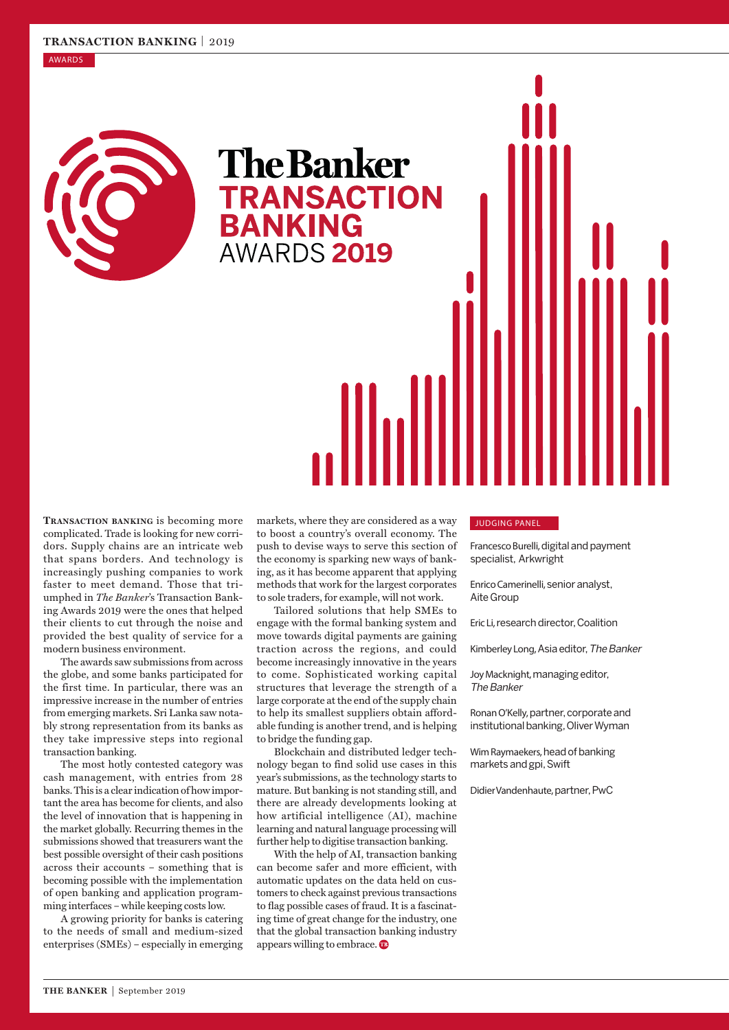AWARDS

# The Banker TRANSACTION BANKING AWARDS 2019

**TRANSACTION BANKING** is becoming more complicated. Trade is looking for new corridors. Supply chains are an intricate web that spans borders. And technology is increasingly pushing companies to work faster to meet demand. Those that triumphed in *The Banker*'s Transaction Banking Awards 2019 were the ones that helped their clients to cut through the noise and provided the best quality of service for a modern business environment.

The awards saw submissions from across the globe, and some banks participated for the first time. In particular, there was an impressive increase in the number of entries from emerging markets. Sri Lanka saw notably strong representation from its banks as they take impressive steps into regional transaction banking.

The most hotly contested category was cash management, with entries from 28 banks. This is a clear indication of how important the area has become for clients, and also the level of innovation that is happening in the market globally. Recurring themes in the submissions showed that treasurers want the best possible oversight of their cash positions across their accounts – something that is becoming possible with the implementation of open banking and application programming interfaces – while keeping costs low.

A growing priority for banks is catering to the needs of small and medium-sized enterprises (SMEs) – especially in emerging markets, where they are considered as a way to boost a country's overall economy. The push to devise ways to serve this section of the economy is sparking new ways of banking, as it has become apparent that applying methods that work for the largest corporates to sole traders, for example, will not work.

Tailored solutions that help SMEs to engage with the formal banking system and move towards digital payments are gaining traction across the regions, and could become increasingly innovative in the years to come. Sophisticated working capital structures that leverage the strength of a large corporate at the end of the supply chain to help its smallest suppliers obtain affordable funding is another trend, and is helping to bridge the funding gap.

Blockchain and distributed ledger technology began to find solid use cases in this year's submissions, as the technology starts to mature. But banking is not standing still, and there are already developments looking at how artificial intelligence (AI), machine learning and natural language processing will further help to digitise transaction banking.

With the help of AI, transaction banking can become safer and more efficient, with automatic updates on the data held on customers to check against previous transactions to flag possible cases of fraud. It is a fascinating time of great change for the industry, one that the global transaction banking industry appears willing to embrace.

## JUDGING PANEL

Francesco Burelli, digital and payment specialist, Arkwright

Enrico Camerinelli, senior analyst, Aite Group

Eric Li, research director, Coalition

Kimberley Long, Asia editor, *The Banker*

Joy Macknight, managing editor, *The Banker*

Ronan O'Kelly, partner, corporate and institutional banking, Oliver Wyman

Wim Raymaekers, head of banking markets and gpi, Swift

Didier Vandenhaute, partner, PwC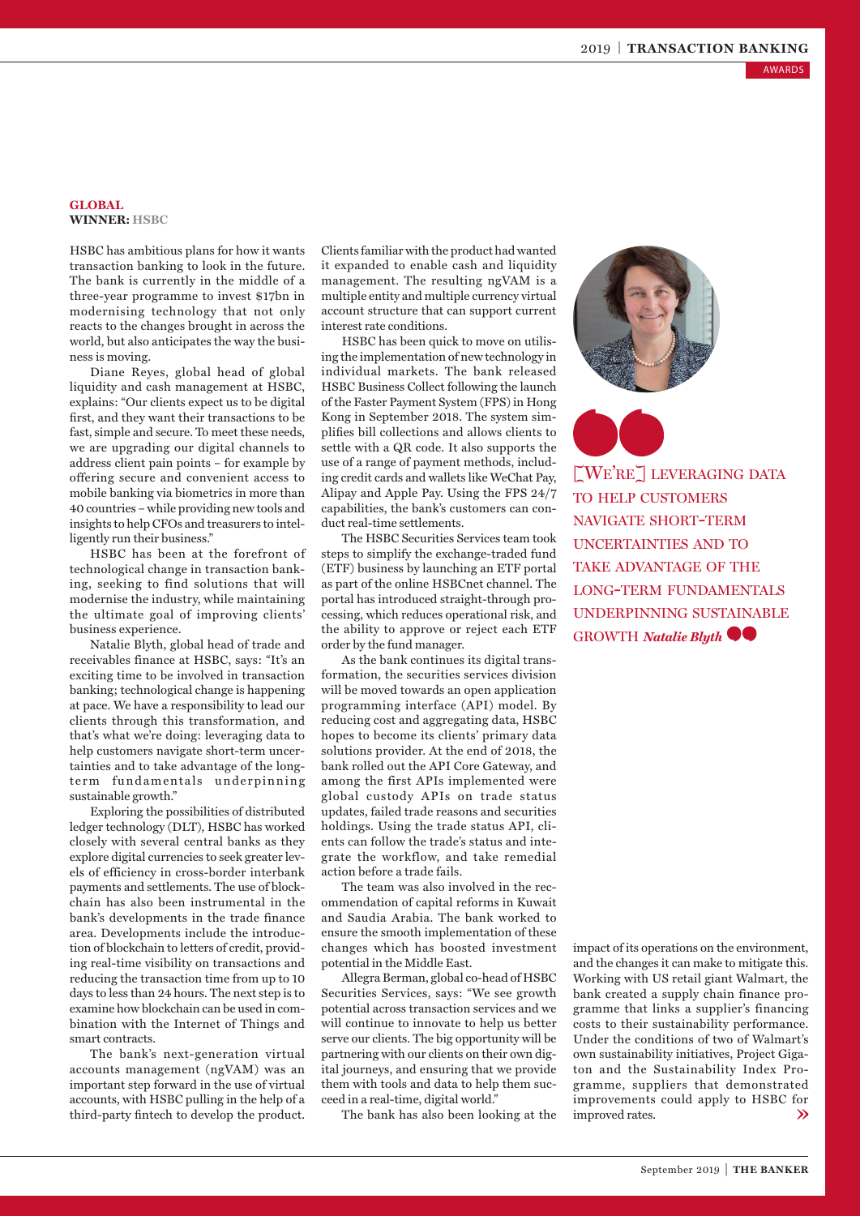AWARDS

## GLOBAL
**WINNER: HSBC**

HSBC has ambitious plans for how it wants transaction banking to look in the future. The bank is currently in the middle of a three-year programme to invest $17bn in modernising technology that not only reacts to the changes brought in across the world, but also anticipates the way the business is moving.

Diane Reyes, global head of global liquidity and cash management at HSBC, explains: "Our clients expect us to be digital first, and they want their transactions to be fast, simple and secure. To meet these needs, we are upgrading our digital channels to address client pain points – for example by offering secure and convenient access to mobile banking via biometrics in more than 40 countries – while providing new tools and insights to help CFOs and treasurers to intelligently run their business."

HSBC has been at the forefront of technological change in transaction banking, seeking to find solutions that will modernise the industry, while maintaining the ultimate goal of improving clients' business experience.

Natalie Blyth, global head of trade and receivables finance at HSBC, says: "It's an exciting time to be involved in transaction banking; technological change is happening at pace. We have a responsibility to lead our clients through this transformation, and that's what we're doing: leveraging data to help customers navigate short-term uncertainties and to take advantage of the long-term fundamentals underpinning sustainable growth."

Exploring the possibilities of distributed ledger technology (DLT), HSBC has worked closely with several central banks as they explore digital currencies to seek greater levels of efficiency in cross-border interbank payments and settlements. The use of blockchain has also been instrumental in the bank's developments in the trade finance area. Developments include the introduction of blockchain to letters of credit, providing real-time visibility on transactions and reducing the transaction time from up to 10 days to less than 24 hours. The next step is to examine how blockchain can be used in combination with the Internet of Things and smart contracts.

The bank's next-generation virtual accounts management (ngVAM) was an important step forward in the use of virtual accounts, with HSBC pulling in the help of a third-party fintech to develop the product. Clients familiar with the product had wanted it expanded to enable cash and liquidity management. The resulting ngVAM is a multiple entity and multiple currency virtual account structure that can support current interest rate conditions.

HSBC has been quick to move on utilising the implementation of new technology in individual markets. The bank released HSBC Business Collect following the launch of the Faster Payment System (FPS) in Hong Kong in September 2018. The system simplifies bill collections and allows clients to settle with a QR code. It also supports the use of a range of payment methods, including credit cards and wallets like WeChat Pay, Alipay and Apple Pay. Using the FPS 24/7 capabilities, the bank's customers can conduct real-time settlements.

The HSBC Securities Services team took steps to simplify the exchange-traded fund (ETF) business by launching an ETF portal as part of the online HSBCnet channel. The portal has introduced straight-through processing, which reduces operational risk, and the ability to approve or reject each ETF order by the fund manager.

As the bank continues its digital transformation, the securities services division will be moved towards an open application programming interface (API) model. By reducing cost and aggregating data, HSBC hopes to become its clients' primary data solutions provider. At the end of 2018, the bank rolled out the API Core Gateway, and among the first APIs implemented were global custody APIs on trade status updates, failed trade reasons and securities holdings. Using the trade status API, clients can follow the trade's status and integrate the workflow, and take remedial action before a trade fails.

The team was also involved in the recommendation of capital reforms in Kuwait and Saudia Arabia. The bank worked to ensure the smooth implementation of these changes which has boosted investment potential in the Middle East.

Allegra Berman, global co-head of HSBC Securities Services, says: "We see growth potential across transaction services and we will continue to innovate to help us better serve our clients. The big opportunity will be partnering with our clients on their own digital journeys, and ensuring that we provide them with tools and data to help them succeed in a real-time, digital world."

> [WE'RE] LEVERAGING DATA TO HELP CUSTOMERS NAVIGATE SHORT-TERM UNCERTAINTIES AND TO TAKE ADVANTAGE OF THE LONG-TERM FUNDAMENTALS UNDERPINNING SUSTAINABLE GROWTH *Natalie Blyth*

The bank has also been looking at the impact of its operations on the environment, and the changes it can make to mitigate this. Working with US retail giant Walmart, the bank created a supply chain finance programme that links a supplier's financing costs to their sustainability performance. Under the conditions of two of Walmart's own sustainability initiatives, Project Gigaton and the Sustainability Index Programme, suppliers that demonstrated improvements could apply to HSBC for improved rates.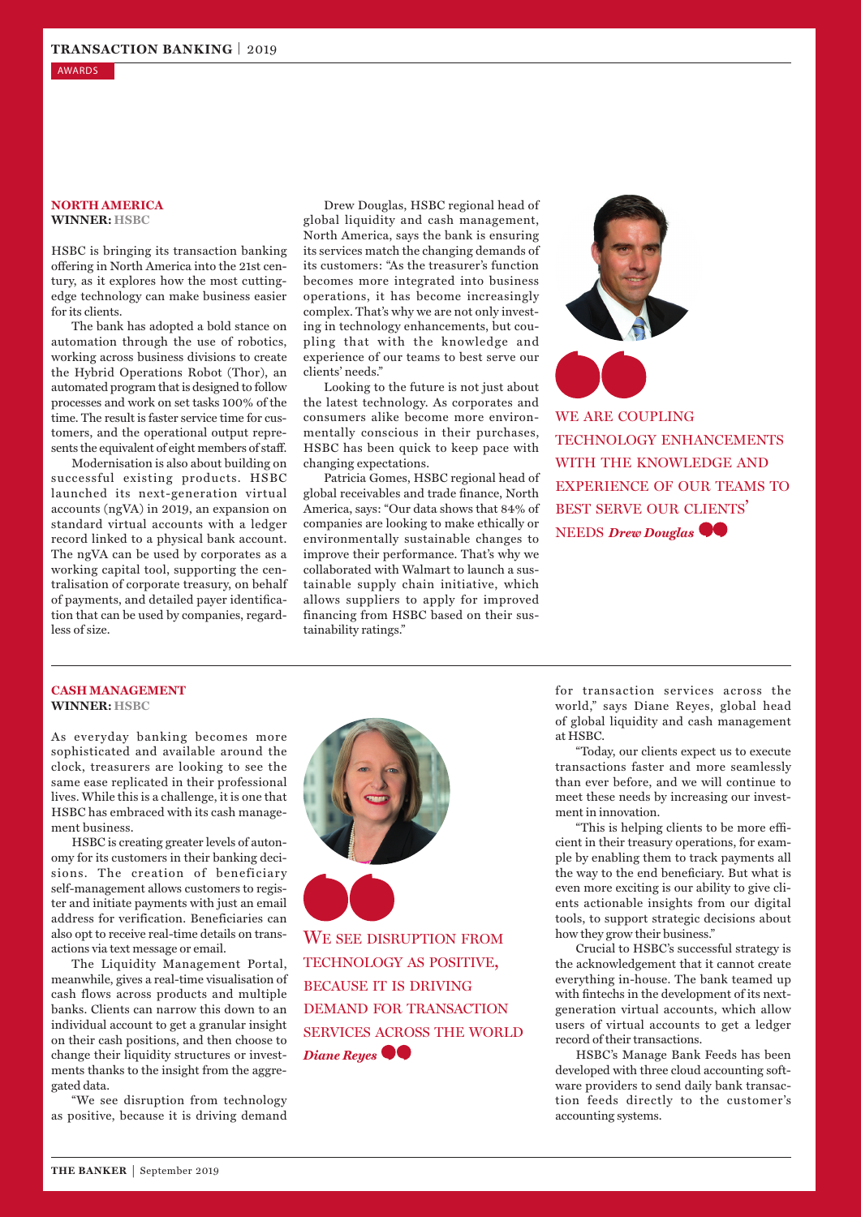## NORTH AMERICA
**WINNER: HSBC**

HSBC is bringing its transaction banking offering in North America into the 21st century, as it explores how the most cutting-edge technology can make business easier for its clients.

The bank has adopted a bold stance on automation through the use of robotics, working across business divisions to create the Hybrid Operations Robot (Thor), an automated program that is designed to follow processes and work on set tasks 100% of the time. The result is faster service time for customers, and the operational output represents the equivalent of eight members of staff.

Modernisation is also about building on successful existing products. HSBC launched its next-generation virtual accounts (ngVA) in 2019, an expansion on standard virtual accounts with a ledger record linked to a physical bank account. The ngVA can be used by corporates as a working capital tool, supporting the centralisation of corporate treasury, on behalf of payments, and detailed payer identification that can be used by companies, regardless of size.

Drew Douglas, HSBC regional head of global liquidity and cash management, North America, says the bank is ensuring its services match the changing demands of its customers: "As the treasurer's function becomes more integrated into business operations, it has become increasingly complex. That's why we are not only investing in technology enhancements, but coupling that with the knowledge and experience of our teams to best serve our clients' needs."

Looking to the future is not just about the latest technology. As corporates and consumers alike become more environmentally conscious in their purchases, HSBC has been quick to keep pace with changing expectations.

Patricia Gomes, HSBC regional head of global receivables and trade finance, North America, says: "Our data shows that 84% of companies are looking to make ethically or environmentally sustainable changes to improve their performance. That's why we collaborated with Walmart to launch a sustainable supply chain initiative, which allows suppliers to apply for improved financing from HSBC based on their sustainability ratings."

> WE ARE COUPLING TECHNOLOGY ENHANCEMENTS WITH THE KNOWLEDGE AND EXPERIENCE OF OUR TEAMS TO BEST SERVE OUR CLIENTS' NEEDS *Drew Douglas*

## CASH MANAGEMENT
**WINNER: HSBC**

As everyday banking becomes more sophisticated and available around the clock, treasurers are looking to see the same ease replicated in their professional lives. While this is a challenge, it is one that HSBC has embraced with its cash management business.

HSBC is creating greater levels of autonomy for its customers in their banking decisions. The creation of beneficiary self-management allows customers to register and initiate payments with just an email address for verification. Beneficiaries can also opt to receive real-time details on transactions via text message or email.

The Liquidity Management Portal, meanwhile, gives a real-time visualisation of cash flows across products and multiple banks. Clients can narrow this down to an individual account to get a granular insight on their cash positions, and then choose to change their liquidity structures or investments thanks to the insight from the aggregated data.

"We see disruption from technology as positive, because it is driving demand for transaction services across the world," says Diane Reyes, global head of global liquidity and cash management at HSBC.

"Today, our clients expect us to execute transactions faster and more seamlessly than ever before, and we will continue to meet these needs by increasing our investment in innovation.

"This is helping clients to be more efficient in their treasury operations, for example by enabling them to track payments all the way to the end beneficiary. But what is even more exciting is our ability to give clients actionable insights from our digital tools, to support strategic decisions about how they grow their business."

Crucial to HSBC's successful strategy is the acknowledgement that it cannot create everything in-house. The bank teamed up with fintechs in the development of its next-generation virtual accounts, which allow users of virtual accounts to get a ledger record of their transactions.

HSBC's Manage Bank Feeds has been developed with three cloud accounting software providers to send daily bank transaction feeds directly to the customer's accounting systems.

> WE SEE DISRUPTION FROM TECHNOLOGY AS POSITIVE, BECAUSE IT IS DRIVING DEMAND FOR TRANSACTION SERVICES ACROSS THE WORLD *Diane Reyes*